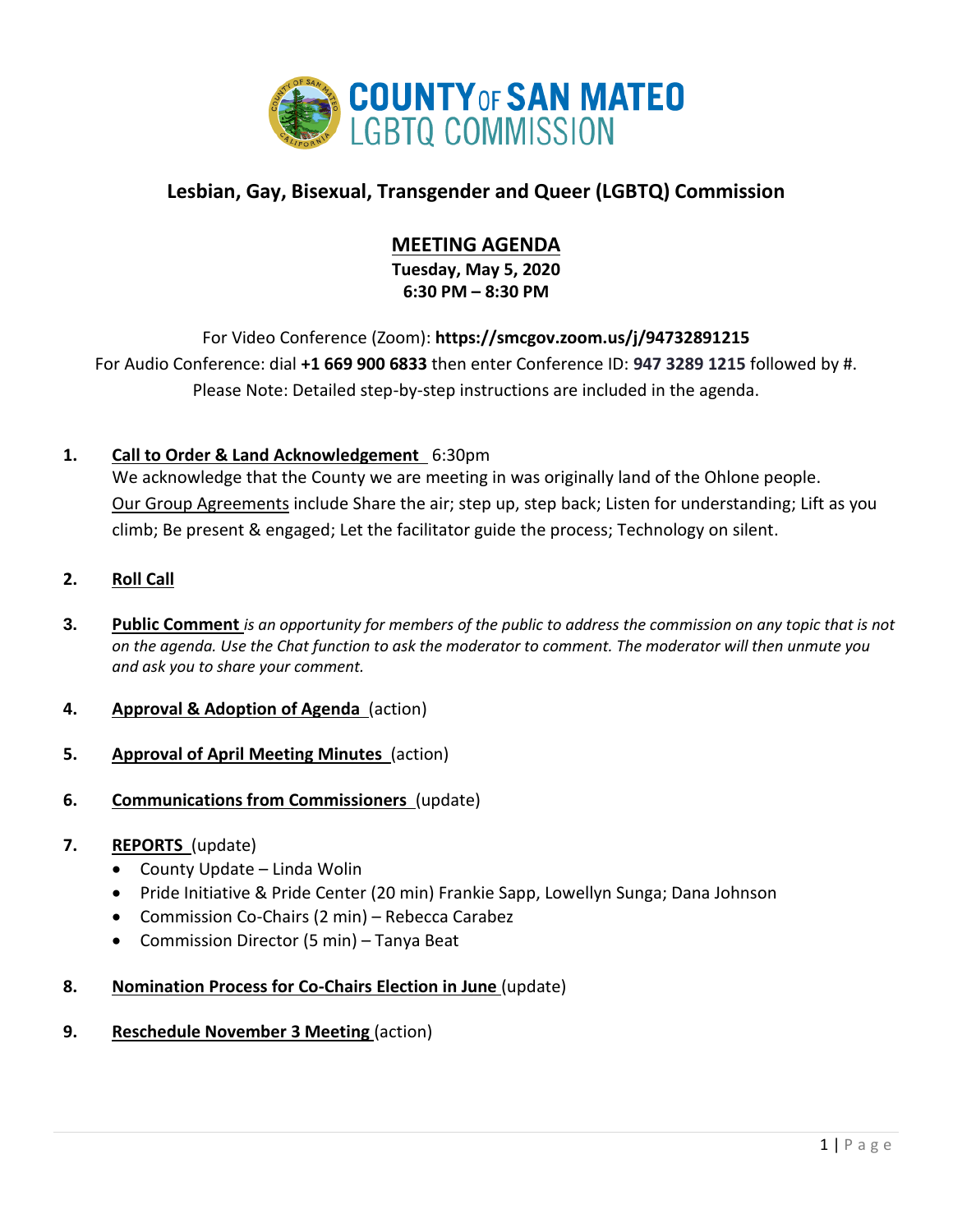# COUNTY OF SAN MATEO LGBTQ COMMISSION

## Lesbian, Gay, Bisexual, Transgender and Queer (LGBTQ) Commission

## MEETING AGENDA

**Tuesday, May 5, 2020**
**6:30 PM – 8:30 PM**

For Video Conference (Zoom): **https://smcgov.zoom.us/j/94732891215**
For Audio Conference: dial **+1 669 900 6833** then enter Conference ID: **947 3289 1215** followed by #.
Please Note: Detailed step-by-step instructions are included in the agenda.

1. **Call to Order & Land Acknowledgement** 6:30pm
   We acknowledge that the County we are meeting in was originally land of the Ohlone people. Our Group Agreements include Share the air; step up, step back; Listen for understanding; Lift as you climb; Be present & engaged; Let the facilitator guide the process; Technology on silent.

2. **Roll Call**

3. **Public Comment** *is an opportunity for members of the public to address the commission on any topic that is not on the agenda. Use the Chat function to ask the moderator to comment. The moderator will then unmute you and ask you to share your comment.*

4. **Approval & Adoption of Agenda** (action)

5. **Approval of April Meeting Minutes** (action)

6. **Communications from Commissioners** (update)

7. **REPORTS** (update)
   - County Update – Linda Wolin
   - Pride Initiative & Pride Center (20 min) Frankie Sapp, Lowellyn Sunga; Dana Johnson
   - Commission Co-Chairs (2 min) – Rebecca Carabez
   - Commission Director (5 min) – Tanya Beat

8. **Nomination Process for Co-Chairs Election in June** (update)

9. **Reschedule November 3 Meeting** (action)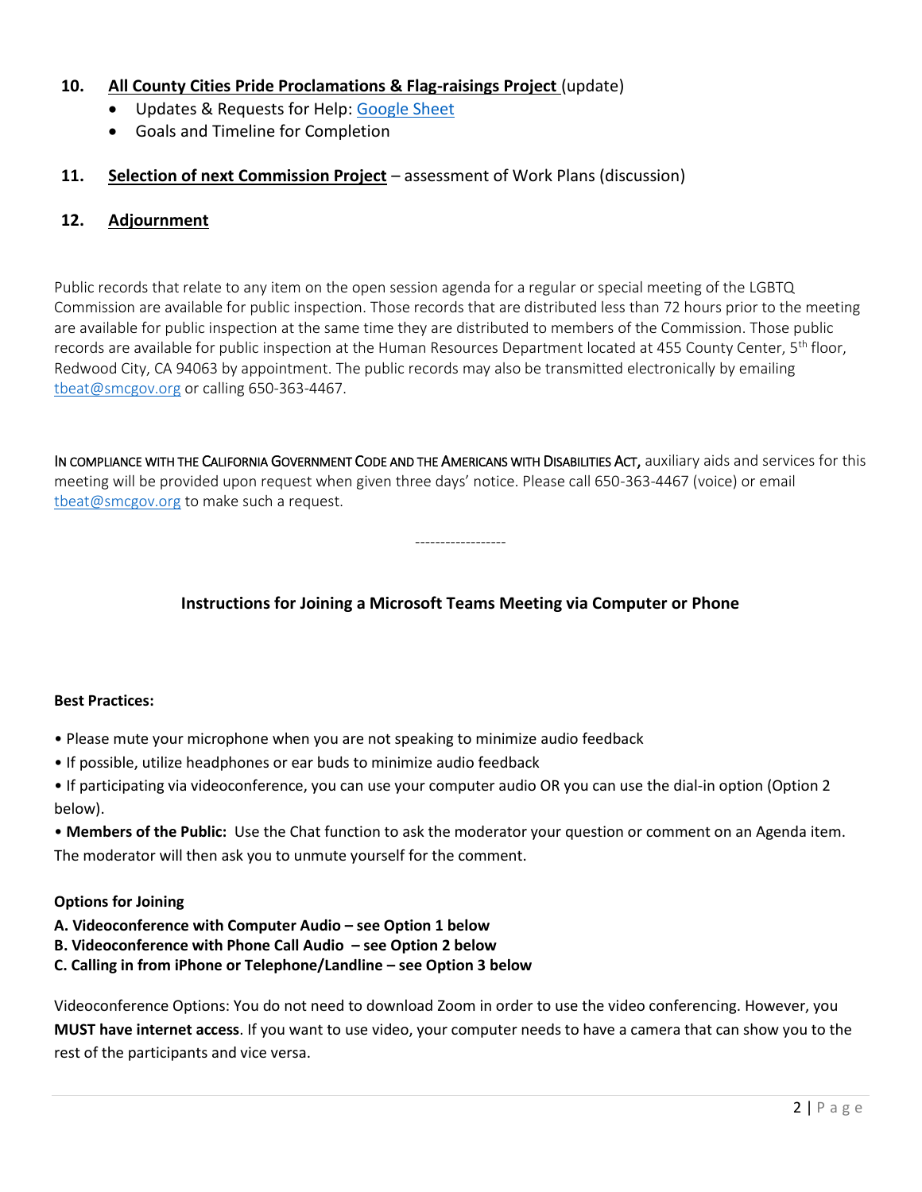10. **All County Cities Pride Proclamations & Flag-raisings Project** (update)
    - Updates & Requests for Help: [Google Sheet]
    - Goals and Timeline for Completion

11. **Selection of next Commission Project** – assessment of Work Plans (discussion)

12. **Adjournment**

Public records that relate to any item on the open session agenda for a regular or special meeting of the LGBTQ Commission are available for public inspection. Those records that are distributed less than 72 hours prior to the meeting are available for public inspection at the same time they are distributed to members of the Commission. Those public records are available for public inspection at the Human Resources Department located at 455 County Center, 5th floor, Redwood City, CA 94063 by appointment. The public records may also be transmitted electronically by emailing tbeat@smcgov.org or calling 650-363-4467.

IN COMPLIANCE WITH THE CALIFORNIA GOVERNMENT CODE AND THE AMERICANS WITH DISABILITIES ACT, auxiliary aids and services for this meeting will be provided upon request when given three days' notice. Please call 650-363-4467 (voice) or email tbeat@smcgov.org to make such a request.

------------------

## Instructions for Joining a Microsoft Teams Meeting via Computer or Phone

**Best Practices:**

• Please mute your microphone when you are not speaking to minimize audio feedback

• If possible, utilize headphones or ear buds to minimize audio feedback

• If participating via videoconference, you can use your computer audio OR you can use the dial-in option (Option 2 below).

• **Members of the Public:** Use the Chat function to ask the moderator your question or comment on an Agenda item. The moderator will then ask you to unmute yourself for the comment.

**Options for Joining**

**A. Videoconference with Computer Audio – see Option 1 below**
**B. Videoconference with Phone Call Audio – see Option 2 below**
**C. Calling in from iPhone or Telephone/Landline – see Option 3 below**

Videoconference Options: You do not need to download Zoom in order to use the video conferencing. However, you **MUST have internet access**. If you want to use video, your computer needs to have a camera that can show you to the rest of the participants and vice versa.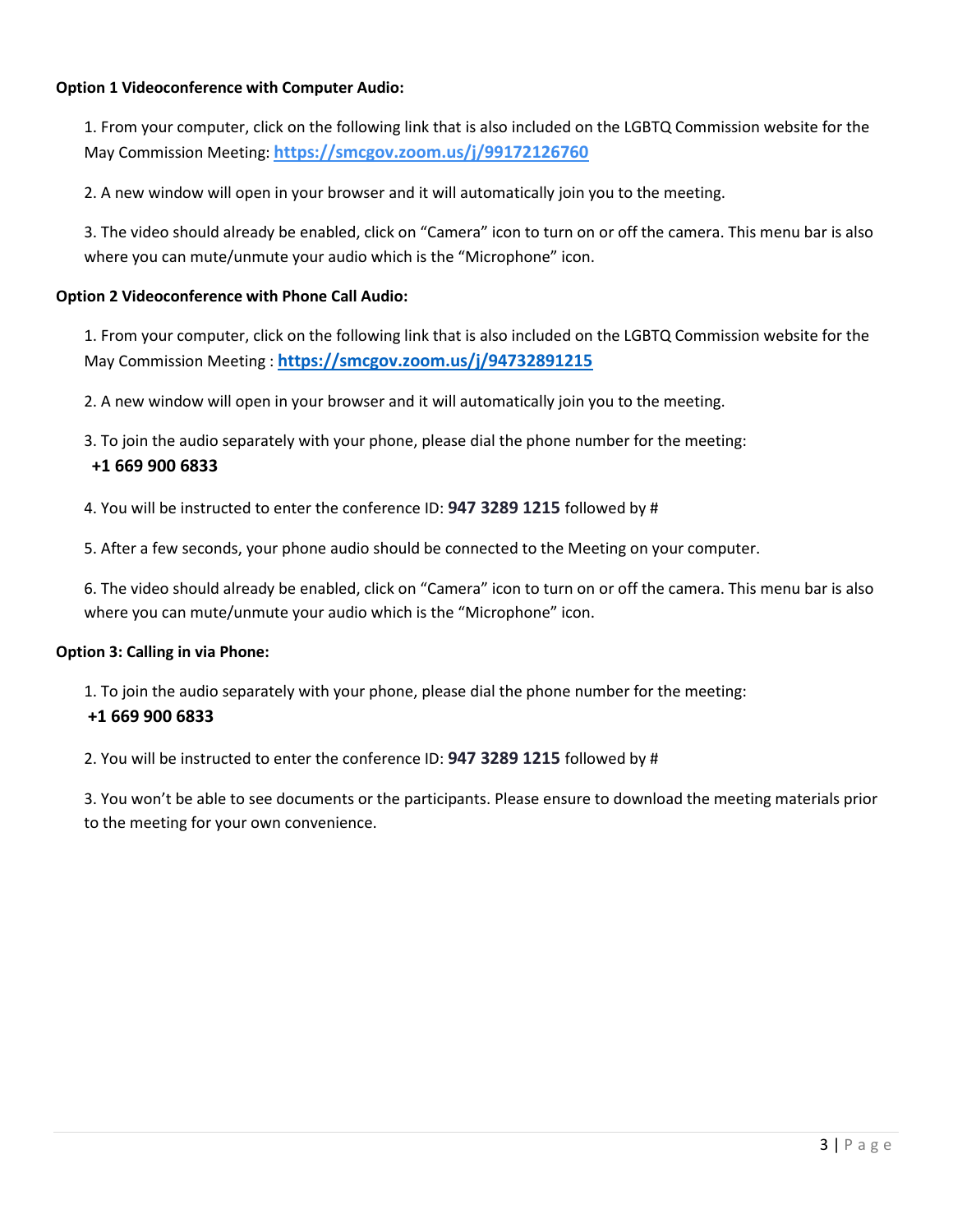**Option 1 Videoconference with Computer Audio:**

1. From your computer, click on the following link that is also included on the LGBTQ Commission website for the May Commission Meeting: **https://smcgov.zoom.us/j/99172126760**

2. A new window will open in your browser and it will automatically join you to the meeting.

3. The video should already be enabled, click on "Camera" icon to turn on or off the camera. This menu bar is also where you can mute/unmute your audio which is the "Microphone" icon.

**Option 2 Videoconference with Phone Call Audio:**

1. From your computer, click on the following link that is also included on the LGBTQ Commission website for the May Commission Meeting : **https://smcgov.zoom.us/j/94732891215**

2. A new window will open in your browser and it will automatically join you to the meeting.

3. To join the audio separately with your phone, please dial the phone number for the meeting: **+1 669 900 6833**

4. You will be instructed to enter the conference ID: **947 3289 1215** followed by #

5. After a few seconds, your phone audio should be connected to the Meeting on your computer.

6. The video should already be enabled, click on "Camera" icon to turn on or off the camera. This menu bar is also where you can mute/unmute your audio which is the "Microphone" icon.

**Option 3: Calling in via Phone:**

1. To join the audio separately with your phone, please dial the phone number for the meeting: **+1 669 900 6833**

2. You will be instructed to enter the conference ID: **947 3289 1215** followed by #

3. You won't be able to see documents or the participants. Please ensure to download the meeting materials prior to the meeting for your own convenience.